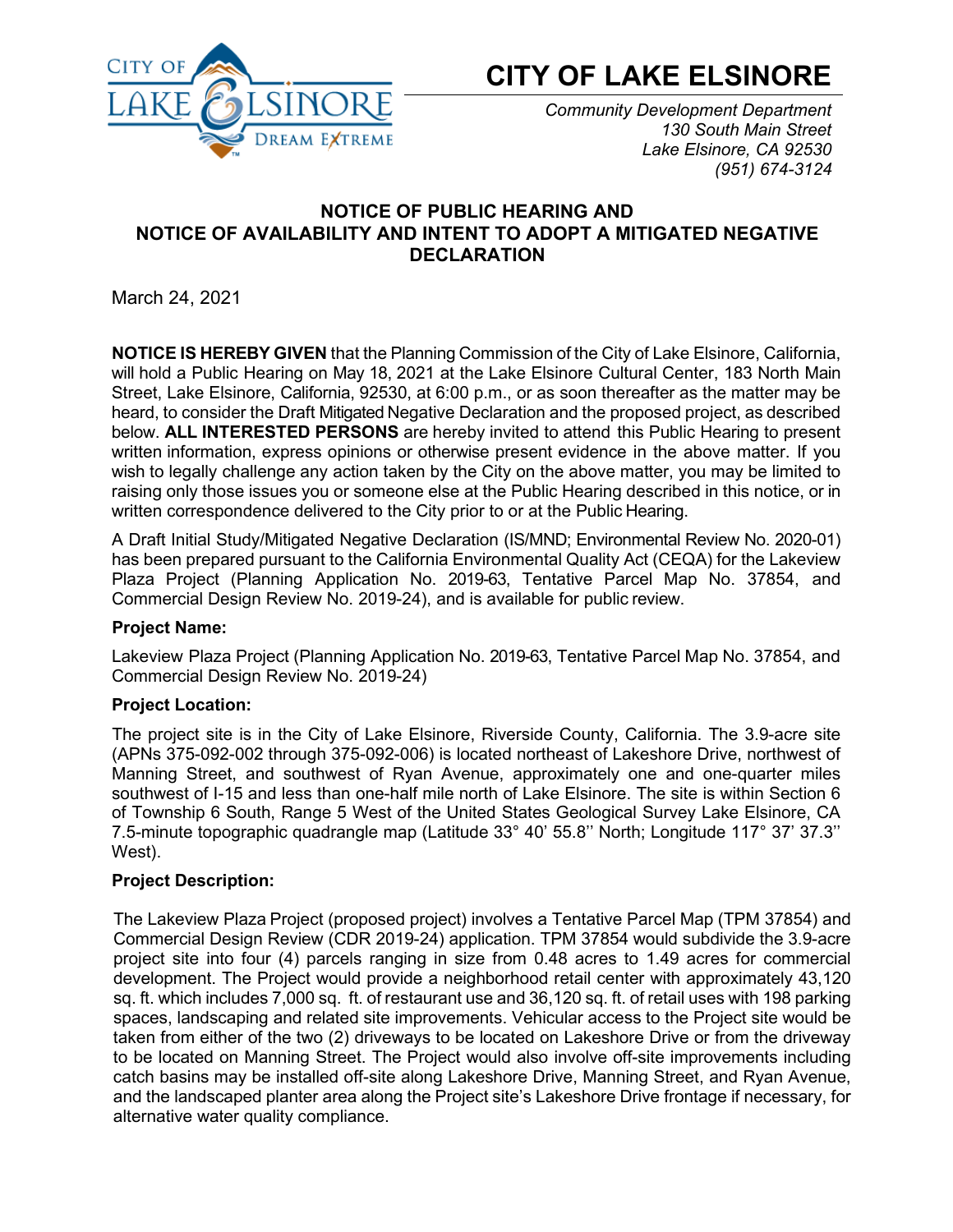CITY OF LAKE ELSINORE — DREAM EXTREME

# CITY OF LAKE ELSINORE

*Community Development Department*
*130 South Main Street*
*Lake Elsinore, CA 92530*
*(951) 674-3124*

## NOTICE OF PUBLIC HEARING AND NOTICE OF AVAILABILITY AND INTENT TO ADOPT A MITIGATED NEGATIVE DECLARATION

March 24, 2021

**NOTICE IS HEREBY GIVEN** that the Planning Commission of the City of Lake Elsinore, California, will hold a Public Hearing on May 18, 2021 at the Lake Elsinore Cultural Center, 183 North Main Street, Lake Elsinore, California, 92530, at 6:00 p.m., or as soon thereafter as the matter may be heard, to consider the Draft Mitigated Negative Declaration and the proposed project, as described below. **ALL INTERESTED PERSONS** are hereby invited to attend this Public Hearing to present written information, express opinions or otherwise present evidence in the above matter. If you wish to legally challenge any action taken by the City on the above matter, you may be limited to raising only those issues you or someone else at the Public Hearing described in this notice, or in written correspondence delivered to the City prior to or at the Public Hearing.

A Draft Initial Study/Mitigated Negative Declaration (IS/MND; Environmental Review No. 2020-01) has been prepared pursuant to the California Environmental Quality Act (CEQA) for the Lakeview Plaza Project (Planning Application No. 2019-63, Tentative Parcel Map No. 37854, and Commercial Design Review No. 2019-24), and is available for public review.

**Project Name:**

Lakeview Plaza Project (Planning Application No. 2019-63, Tentative Parcel Map No. 37854, and Commercial Design Review No. 2019-24)

**Project Location:**

The project site is in the City of Lake Elsinore, Riverside County, California. The 3.9-acre site (APNs 375-092-002 through 375-092-006) is located northeast of Lakeshore Drive, northwest of Manning Street, and southwest of Ryan Avenue, approximately one and one-quarter miles southwest of I-15 and less than one-half mile north of Lake Elsinore. The site is within Section 6 of Township 6 South, Range 5 West of the United States Geological Survey Lake Elsinore, CA 7.5-minute topographic quadrangle map (Latitude 33° 40' 55.8'' North; Longitude 117° 37' 37.3'' West).

**Project Description:**

The Lakeview Plaza Project (proposed project) involves a Tentative Parcel Map (TPM 37854) and Commercial Design Review (CDR 2019-24) application. TPM 37854 would subdivide the 3.9-acre project site into four (4) parcels ranging in size from 0.48 acres to 1.49 acres for commercial development. The Project would provide a neighborhood retail center with approximately 43,120 sq. ft. which includes 7,000 sq. ft. of restaurant use and 36,120 sq. ft. of retail uses with 198 parking spaces, landscaping and related site improvements. Vehicular access to the Project site would be taken from either of the two (2) driveways to be located on Lakeshore Drive or from the driveway to be located on Manning Street. The Project would also involve off-site improvements including catch basins may be installed off-site along Lakeshore Drive, Manning Street, and Ryan Avenue, and the landscaped planter area along the Project site's Lakeshore Drive frontage if necessary, for alternative water quality compliance.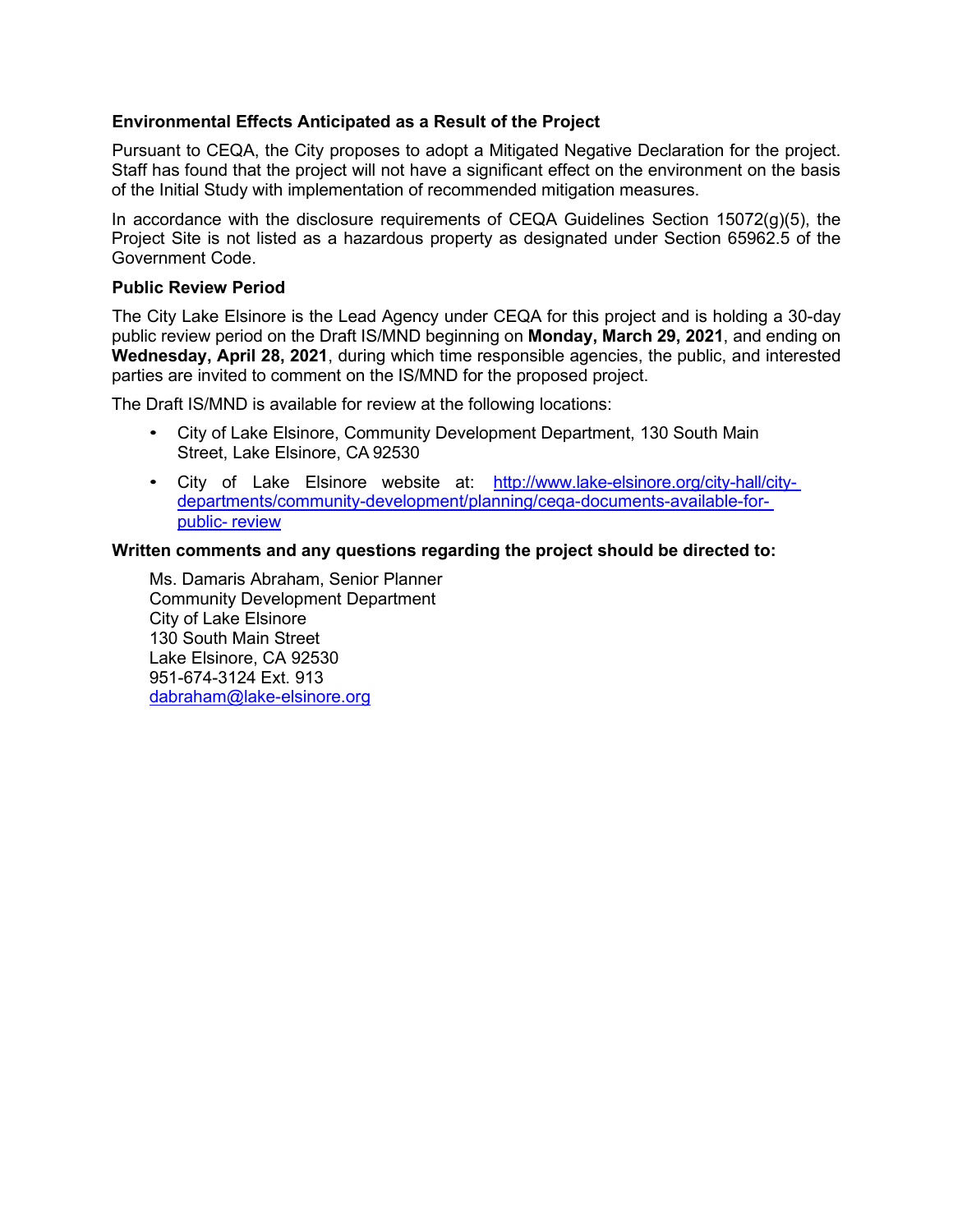### Environmental Effects Anticipated as a Result of the Project

Pursuant to CEQA, the City proposes to adopt a Mitigated Negative Declaration for the project. Staff has found that the project will not have a significant effect on the environment on the basis of the Initial Study with implementation of recommended mitigation measures.

In accordance with the disclosure requirements of CEQA Guidelines Section 15072(g)(5), the Project Site is not listed as a hazardous property as designated under Section 65962.5 of the Government Code.

### Public Review Period

The City Lake Elsinore is the Lead Agency under CEQA for this project and is holding a 30-day public review period on the Draft IS/MND beginning on **Monday, March 29, 2021**, and ending on **Wednesday, April 28, 2021**, during which time responsible agencies, the public, and interested parties are invited to comment on the IS/MND for the proposed project.

The Draft IS/MND is available for review at the following locations:

- City of Lake Elsinore, Community Development Department, 130 South Main Street, Lake Elsinore, CA 92530
- City of Lake Elsinore website at: [http://www.lake-elsinore.org/city-hall/city-departments/community-development/planning/ceqa-documents-available-for-public- review](http://www.lake-elsinore.org/city-hall/city-departments/community-development/planning/ceqa-documents-available-for-public-review)

**Written comments and any questions regarding the project should be directed to:**

Ms. Damaris Abraham, Senior Planner
Community Development Department
City of Lake Elsinore
130 South Main Street
Lake Elsinore, CA 92530
951-674-3124 Ext. 913
[dabraham@lake-elsinore.org](mailto:dabraham@lake-elsinore.org)